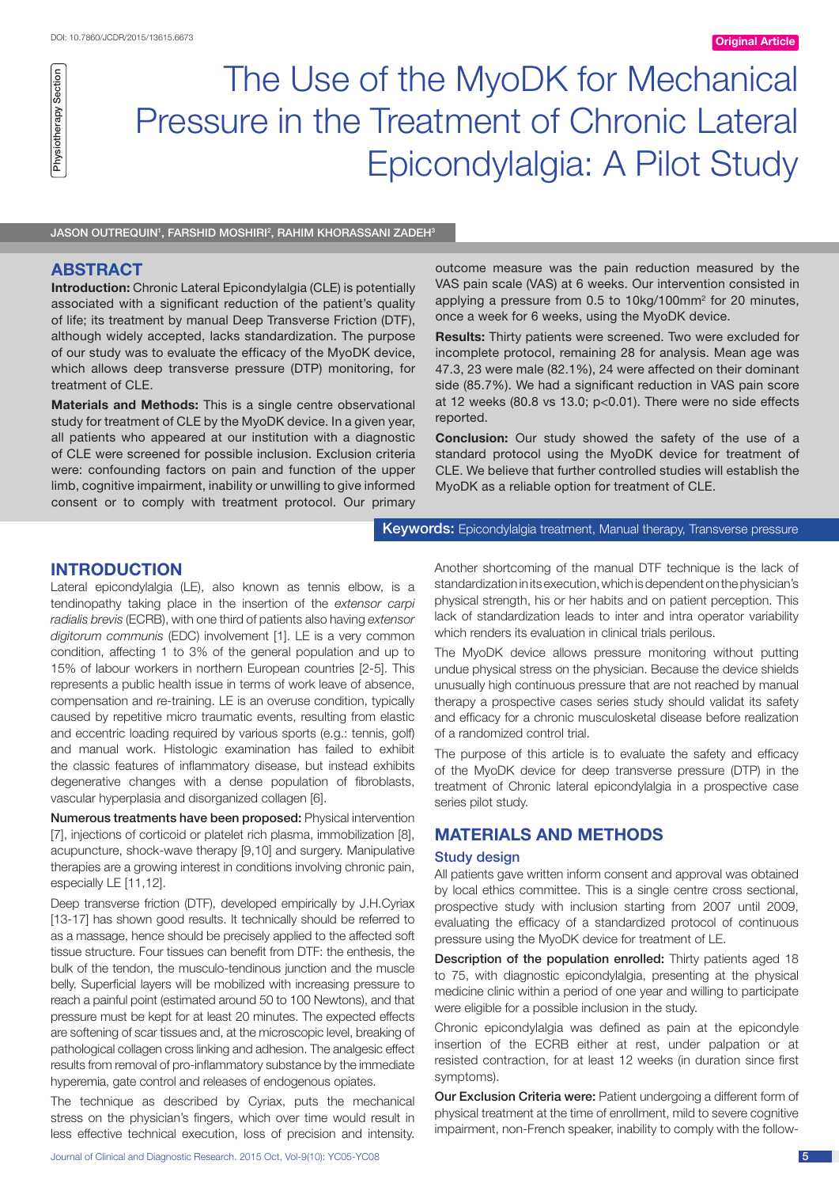DOI: 10.7860/JCDR/2015/13615.6673

Original Article

Physiotherapy Section

# The Use of the MyoDK for Mechanical Pressure in the Treatment of Chronic Lateral Epicondylalgia: A Pilot Study

JASON OUTREQUIN[1], FARSHID MOSHIRI[2], RAHIM KHORASSANI ZADEH[3]

## ABSTRACT

**Introduction:** Chronic Lateral Epicondylalgia (CLE) is potentially associated with a significant reduction of the patient's quality of life; its treatment by manual Deep Transverse Friction (DTF), although widely accepted, lacks standardization. The purpose of our study was to evaluate the efficacy of the MyoDK device, which allows deep transverse pressure (DTP) monitoring, for treatment of CLE.

**Materials and Methods:** This is a single centre observational study for treatment of CLE by the MyoDK device. In a given year, all patients who appeared at our institution with a diagnostic of CLE were screened for possible inclusion. Exclusion criteria were: confounding factors on pain and function of the upper limb, cognitive impairment, inability or unwilling to give informed consent or to comply with treatment protocol. Our primary outcome measure was the pain reduction measured by the VAS pain scale (VAS) at 6 weeks. Our intervention consisted in applying a pressure from 0.5 to 10kg/100mm$^2$ for 20 minutes, once a week for 6 weeks, using the MyoDK device.

**Results:** Thirty patients were screened. Two were excluded for incomplete protocol, remaining 28 for analysis. Mean age was 47.3, 23 were male (82.1%), 24 were affected on their dominant side (85.7%). We had a significant reduction in VAS pain score at 12 weeks (80.8 vs 13.0; $p<0.01$). There were no side effects reported.

**Conclusion:** Our study showed the safety of the use of a standard protocol using the MyoDK device for treatment of CLE. We believe that further controlled studies will establish the MyoDK as a reliable option for treatment of CLE.

**Keywords:** Epicondylalgia treatment, Manual therapy, Transverse pressure

## INTRODUCTION

Lateral epicondylalgia (LE), also known as tennis elbow, is a tendinopathy taking place in the insertion of the *extensor carpi radialis brevis* (ECRB), with one third of patients also having *extensor digitorum communis* (EDC) involvement [1]. LE is a very common condition, affecting 1 to 3% of the general population and up to 15% of labour workers in northern European countries [2-5]. This represents a public health issue in terms of work leave of absence, compensation and re-training. LE is an overuse condition, typically caused by repetitive micro traumatic events, resulting from elastic and eccentric loading required by various sports (e.g.: tennis, golf) and manual work. Histologic examination has failed to exhibit the classic features of inflammatory disease, but instead exhibits degenerative changes with a dense population of fibroblasts, vascular hyperplasia and disorganized collagen [6].

**Numerous treatments have been proposed:** Physical intervention [7], injections of corticoid or platelet rich plasma, immobilization [8], acupuncture, shock-wave therapy [9,10] and surgery. Manipulative therapies are a growing interest in conditions involving chronic pain, especially LE [11,12].

Deep transverse friction (DTF), developed empirically by J.H.Cyriax [13-17] has shown good results. It technically should be referred to as a massage, hence should be precisely applied to the affected soft tissue structure. Four tissues can benefit from DTF: the enthesis, the bulk of the tendon, the musculo-tendinous junction and the muscle belly. Superficial layers will be mobilized with increasing pressure to reach a painful point (estimated around 50 to 100 Newtons), and that pressure must be kept for at least 20 minutes. The expected effects are softening of scar tissues and, at the microscopic level, breaking of pathological collagen cross linking and adhesion. The analgesic effect results from removal of pro-inflammatory substance by the immediate hyperemia, gate control and releases of endogenous opiates.

The technique as described by Cyriax, puts the mechanical stress on the physician's fingers, which over time would result in less effective technical execution, loss of precision and intensity. Another shortcoming of the manual DTF technique is the lack of standardization in its execution, which is dependent on the physician's physical strength, his or her habits and on patient perception. This lack of standardization leads to inter and intra operator variability which renders its evaluation in clinical trials perilous.

The MyoDK device allows pressure monitoring without putting undue physical stress on the physician. Because the device shields unusually high continuous pressure that are not reached by manual therapy a prospective cases series study should validat its safety and efficacy for a chronic musculoskeletal disease before realization of a randomized control trial.

The purpose of this article is to evaluate the safety and efficacy of the MyoDK device for deep transverse pressure (DTP) in the treatment of Chronic lateral epicondylalgia in a prospective case series pilot study.

## MATERIALS AND METHODS

### Study design

All patients gave written inform consent and approval was obtained by local ethics committee. This is a single centre cross sectional, prospective study with inclusion starting from 2007 until 2009, evaluating the efficacy of a standardized protocol of continuous pressure using the MyoDK device for treatment of LE.

**Description of the population enrolled:** Thirty patients aged 18 to 75, with diagnostic epicondylalgia, presenting at the physical medicine clinic within a period of one year and willing to participate were eligible for a possible inclusion in the study.

Chronic epicondylalgia was defined as pain at the epicondyle insertion of the ECRB either at rest, under palpation or at resisted contraction, for at least 12 weeks (in duration since first symptoms).

**Our Exclusion Criteria were:** Patient undergoing a different form of physical treatment at the time of enrollment, mild to severe cognitive impairment, non-French speaker, inability to comply with the follow-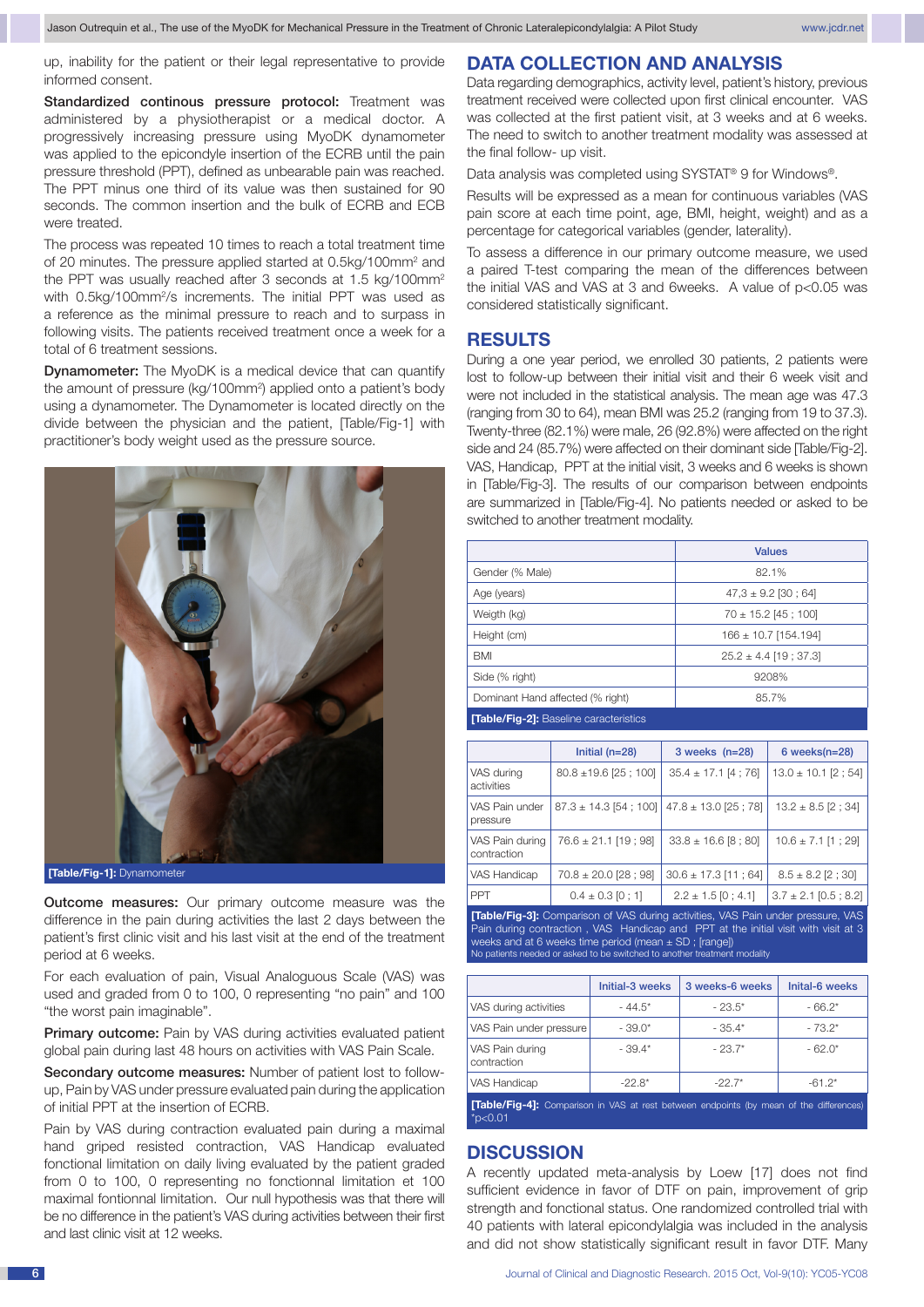up, inability for the patient or their legal representative to provide informed consent.

**Standardized continous pressure protocol:** Treatment was administered by a physiotherapist or a medical doctor. A progressively increasing pressure using MyoDK dynamometer was applied to the epicondyle insertion of the ECRB until the pain pressure threshold (PPT), defined as unbearable pain was reached. The PPT minus one third of its value was then sustained for 90 seconds. The common insertion and the bulk of ECRB and ECB were treated.

The process was repeated 10 times to reach a total treatment time of 20 minutes. The pressure applied started at 0.5kg/100mm$^2$ and the PPT was usually reached after 3 seconds at 1.5 kg/100mm$^2$ with 0.5kg/100mm$^2$/s increments. The initial PPT was used as a reference as the minimal pressure to reach and to surpass in following visits. The patients received treatment once a week for a total of 6 treatment sessions.

**Dynamometer:** The MyoDK is a medical device that can quantify the amount of pressure (kg/100mm$^2$) applied onto a patient's body using a dynamometer. The Dynamometer is located directly on the divide between the physician and the patient, [Table/Fig-1] with practitioner's body weight used as the pressure source.

**[Table/Fig-1]:** Dynamometer

**Outcome measures:** Our primary outcome measure was the difference in the pain during activities the last 2 days between the patient's first clinic visit and his last visit at the end of the treatment period at 6 weeks.

For each evaluation of pain, Visual Analoguous Scale (VAS) was used and graded from 0 to 100, 0 representing "no pain" and 100 "the worst pain imaginable".

**Primary outcome:** Pain by VAS during activities evaluated patient global pain during last 48 hours on activities with VAS Pain Scale.

**Secondary outcome measures:** Number of patient lost to follow-up, Pain by VAS under pressure evaluated pain during the application of initial PPT at the insertion of ECRB.

Pain by VAS during contraction evaluated pain during a maximal hand griped resisted contraction, VAS Handicap evaluated fonctional limitation on daily living evaluated by the patient graded from 0 to 100, 0 representing no fonctionnal limitation et 100 maximal fontionnal limitation. Our null hypothesis was that there will be no difference in the patient's VAS during activities between their first and last clinic visit at 12 weeks.

## DATA COLLECTION AND ANALYSIS

Data regarding demographics, activity level, patient's history, previous treatment received were collected upon first clinical encounter. VAS was collected at the first patient visit, at 3 weeks and at 6 weeks. The need to switch to another treatment modality was assessed at the final follow- up visit.

Data analysis was completed using SYSTAT® 9 for Windows®.

Results will be expressed as a mean for continuous variables (VAS pain score at each time point, age, BMI, height, weight) and as a percentage for categorical variables (gender, laterality).

To assess a difference in our primary outcome measure, we used a paired T-test comparing the mean of the differences between the initial VAS and VAS at 3 and 6weeks. A value of $p<0.05$ was considered statistically significant.

## RESULTS

During a one year period, we enrolled 30 patients, 2 patients were lost to follow-up between their initial visit and their 6 week visit and were not included in the statistical analysis. The mean age was 47.3 (ranging from 30 to 64), mean BMI was 25.2 (ranging from 19 to 37.3). Twenty-three (82.1%) were male, 26 (92.8%) were affected on the right side and 24 (85.7%) were affected on their dominant side [Table/Fig-2]. VAS, Handicap, PPT at the initial visit, 3 weeks and 6 weeks is shown in [Table/Fig-3]. The results of our comparison between endpoints are summarized in [Table/Fig-4]. No patients needed or asked to be switched to another treatment modality.

| | Values |
|---|---|
| Gender (% Male) | 82.1% |
| Age (years) | 47,3 ± 9.2 [30 ; 64] |
| Weigth (kg) | 70 ± 15.2 [45 ; 100] |
| Height (cm) | 166 ± 10.7 [154.194] |
| BMI | 25.2 ± 4.4 [19 ; 37.3] |
| Side (% right) | 9208% |
| Dominant Hand affected (% right) | 85.7% |

**[Table/Fig-2]:** Baseline caracteristics

| | Initial (n=28) | 3 weeks (n=28) | 6 weeks(n=28) |
|---|---|---|---|
| VAS during activities | 80.8 ±19.6 [25 ; 100] | 35.4 ± 17.1 [4 ; 76] | 13.0 ± 10.1 [2 ; 54] |
| VAS Pain under pressure | 87.3 ± 14.3 [54 ; 100] | 47.8 ± 13.0 [25 ; 78] | 13.2 ± 8.5 [2 ; 34] |
| VAS Pain during contraction | 76.6 ± 21.1 [19 ; 98] | 33.8 ± 16.6 [8 ; 80] | 10.6 ± 7.1 [1 ; 29] |
| VAS Handicap | 70.8 ± 20.0 [28 ; 98] | 30.6 ± 17.3 [11 ; 64] | 8.5 ± 8.2 [2 ; 30] |
| PPT | 0.4 ± 0.3 [0 ; 1] | 2.2 ± 1.5 [0 ; 4.1] | 3.7 ± 2.1 [0.5 ; 8.2] |

**[Table/Fig-3]:** Comparison of VAS during activities, VAS Pain under pressure, VAS Pain during contraction , VAS Handicap and PPT at the initial visit with visit at 3 weeks and at 6 weeks time period (mean ± SD ; [range])
No patients needed or asked to be switched to another treatment modality

| | Initial-3 weeks | 3 weeks-6 weeks | Initial-6 weeks |
|---|---|---|---|
| VAS during activities | - 44.5* | - 23.5* | - 66.2* |
| VAS Pain under pressure | - 39.0* | - 35.4* | - 73.2* |
| VAS Pain during contraction | - 39.4* | - 23.7* | - 62.0* |
| VAS Handicap | -22.8* | -22.7* | -61.2* |

**[Table/Fig-4]:** Comparison in VAS at rest between endpoints (by mean of the differences) *$p<0.01$

## DISCUSSION

A recently updated meta-analysis by Loew [17] does not find sufficient evidence in favor of DTF on pain, improvement of grip strength and fonctional status. One randomized controlled trial with 40 patients with lateral epicondylalgia was included in the analysis and did not show statistically significant result in favor DTF. Many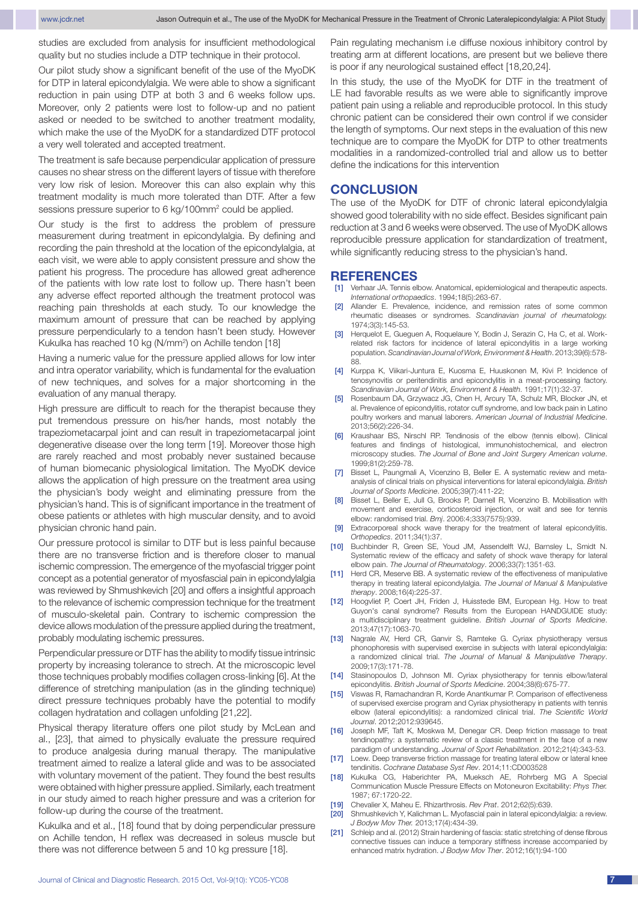studies are excluded from analysis for insufficient methodological quality but no studies include a DTP technique in their protocol.

Our pilot study show a significant benefit of the use of the MyoDK for DTP in lateral epicondylalgia. We were able to show a significant reduction in pain using DTP at both 3 and 6 weeks follow ups. Moreover, only 2 patients were lost to follow-up and no patient asked or needed to be switched to another treatment modality, which make the use of the MyoDK for a standardized DTF protocol a very well tolerated and accepted treatment.

The treatment is safe because perpendicular application of pressure causes no shear stress on the different layers of tissue with therefore very low risk of lesion. Moreover this can also explain why this treatment modality is much more tolerated than DTF. After a few sessions pressure superior to 6 kg/100mm$^2$ could be applied.

Our study is the first to address the problem of pressure measurement during treatment in epicondylalgia. By defining and recording the pain threshold at the location of the epicondylalgia, at each visit, we were able to apply consistent pressure and show the patient his progress. The procedure has allowed great adherence of the patients with low rate lost to follow up. There hasn't been any adverse effect reported although the treatment protocol was reaching pain thresholds at each study. To our knowledge the maximum amount of pressure that can be reached by applying pressure perpendicularly to a tendon hasn't been study. However Kukulka has reached 10 kg (N/mm$^2$) on Achille tendon [18]

Having a numeric value for the pressure applied allows for low inter and intra operator variability, which is fundamental for the evaluation of new techniques, and solves for a major shortcoming in the evaluation of any manual therapy.

High pressure are difficult to reach for the therapist because they put tremendous pressure on his/her hands, most notably the trapeziometacarpal joint and can result in trapeziometacarpal joint degenerative disease over the long term [19]. Moreover those high are rarely reached and most probably never sustained because of human biomecanic physiological limitation. The MyoDK device allows the application of high pressure on the treatment area using the physician's body weight and eliminating pressure from the physician's hand. This is of significant importance in the treatment of obese patients or athletes with high muscular density, and to avoid physician chronic hand pain.

Our pressure protocol is similar to DTF but is less painful because there are no transverse friction and is therefore closer to manual ischemic compression. The emergence of the myofascial trigger point concept as a potential generator of myosfascial pain in epicondylalgia was reviewed by Shmushkevich [20] and offers a insightful approach to the relevance of ischemic compression technique for the treatment of musculo-skeletal pain. Contrary to ischemic compression the device allows modulation of the pressure applied during the treatment, probably modulating ischemic pressures.

Perpendicular pressure or DTF has the ability to modify tissue intrinsic property by increasing tolerance to strech. At the microscopic level those techniques probably modifies collagen cross-linking [6]. At the difference of stretching manipulation (as in the glinding technique) direct pressure techniques probably have the potential to modify collagen hydratation and collagen unfolding [21,22].

Physical therapy literature offers one pilot study by McLean and al., [23], that aimed to physically evaluate the pressure required to produce analgesia during manual therapy. The manipulative treatment aimed to realize a lateral glide and was to be associated with voluntary movement of the patient. They found the best results were obtained with higher pressure applied. Similarly, each treatment in our study aimed to reach higher pressure and was a criterion for follow-up during the course of the treatment.

Kukulka and et al., [18] found that by doing perpendicular pressure on Achille tendon, H reflex was decreased in soleus muscle but there was not difference between 5 and 10 kg pressure [18].

Pain regulating mechanism i.e diffuse noxious inhibitory control by treating arm at different locations, are present but we believe there is poor if any neurological sustained effect [18,20,24].

In this study, the use of the MyoDK for DTF in the treatment of LE had favorable results as we were able to significantly improve patient pain using a reliable and reproducible protocol. In this study chronic patient can be considered their own control if we consider the length of symptoms. Our next steps in the evaluation of this new technique are to compare the MyoDK for DTP to other treatments modalities in a randomized-controlled trial and allow us to better define the indications for this intervention

## CONCLUSION

The use of the MyoDK for DTF of chronic lateral epicondylalgia showed good tolerability with no side effect. Besides significant pain reduction at 3 and 6 weeks were observed. The use of MyoDK allows reproducible pressure application for standardization of treatment, while significantly reducing stress to the physician's hand.

## REFERENCES

[1] Verhaar JA. Tennis elbow. Anatomical, epidemiological and therapeutic aspects. *International orthopaedics*. 1994;18(5):263-67.

[2] Allander E. Prevalence, incidence, and remission rates of some common rheumatic diseases or syndromes. *Scandinavian journal of rheumatology.* 1974;3(3):145-53.

[3] Herquelot E, Gueguen A, Roquelaure Y, Bodin J, Serazin C, Ha C, et al. Work-related risk factors for incidence of lateral epicondylitis in a large working population. *Scandinavian Journal of Work, Environment & Health*. 2013;39(6):578-88.

[4] Kurppa K, Viikari-Juntura E, Kuosma E, Huuskonen M, Kivi P. Incidence of tenosynovitis or peritendinitis and epicondylitis in a meat-processing factory. *Scandinavian Journal of Work, Environment & Health*. 1991;17(1):32-37.

[5] Rosenbaum DA, Grzywacz JG, Chen H, Arcury TA, Schulz MR, Blocker JN, et al. Prevalence of epicondylitis, rotator cuff syndrome, and low back pain in Latino poultry workers and manual laborers. *American Journal of Industrial Medicine*. 2013;56(2):226-34.

[6] Kraushaar BS, Nirschl RP. Tendinosis of the elbow (tennis elbow). Clinical features and findings of histological, immunohistochemical, and electron microscopy studies. *The Journal of Bone and Joint Surgery American volume*. 1999;81(2):259-78.

[7] Bisset L, Paungmali A, Vicenzino B, Beller E. A systematic review and meta-analysis of clinical trials on physical interventions for lateral epicondylalgia. *British Journal of Sports Medicine*. 2005;39(7):411-22;

[8] Bisset L, Beller E, Jull G, Brooks P, Darnell R, Vicenzino B. Mobilisation with movement and exercise, corticosteroid injection, or wait and see for tennis elbow: randomised trial. *Bmj*. 2006:4;333(7575):939.

[9] Extracorporeal shock wave therapy for the treatment of lateral epicondylitis. *Orthopedics*. 2011;34(1):37.

[10] Buchbinder R, Green SE, Youd JM, Assendelft WJ, Barnsley L, Smidt N. Systematic review of the efficacy and safety of shock wave therapy for lateral elbow pain. *The Journal of Rheumatology*. 2006;33(7):1351-63.

[11] Herd CR, Meserve BB. A systematic review of the effectiveness of manipulative therapy in treating lateral epicondylalgia. *The Journal of Manual & Manipulative therapy*. 2008;16(4):225-37.

[12] Hoogvliet P, Coert JH, Friden J, Huisstede BM, European Hg. How to treat Guyon's canal syndrome? Results from the European HANDGUIDE study: a multidisciplinary treatment guideline. *British Journal of Sports Medicine*. 2013;47(17):1063-70.

[13] Nagrale AV, Herd CR, Ganvir S, Ramteke G. Cyriax physiotherapy versus phonophoresis with supervised exercise in subjects with lateral epicondylalgia: a randomized clinical trial. *The Journal of Manual & Manipulative Therapy*. 2009;17(3):171-78.

[14] Stasinopoulos D, Johnson MI. Cyriax physiotherapy for tennis elbow/lateral epicondylitis. *British Journal of Sports Medicine*. 2004;38(6):675-77.

[15] Viswas R, Ramachandran R, Korde Anantkumar P. Comparison of effectiveness of supervised exercise program and Cyriax physiotherapy in patients with tennis elbow (lateral epicondylitis): a randomized clinical trial. *The Scientific World Journal*. 2012;2012:939645.

[16] Joseph MF, Taft K, Moskwa M, Denegar CR. Deep friction massage to treat tendinopathy: a systematic review of a classic treatment in the face of a new paradigm of understanding. *Journal of Sport Rehabilitation*. 2012;21(4):343-53.

[17] Loew. Deep transverse friction massage for treating lateral elbow or lateral knee tendinitis. *Cochrane Database Syst Rev*. 2014;11:CD003528

[18] Kukulka CG, Haberichter PA, Mueksch AE, Rohrberg MG A Special Communication Muscle Pressure Effects on Motoneuron Excitability: *Phys Ther.* 1987; 67:1720-22.

[19] Chevalier X, Maheu E. Rhizarthrosis. *Rev Prat*. 2012;62(5):639.

[20] Shmushkevich Y, Kalichman L. Myofascial pain in lateral epicondylalgia: a review. *J Bodyw Mov Ther.* 2013;17(4):434-39.

[21] Schleip and al. (2012) Strain hardening of fascia: static stretching of dense fibrous connective tissues can induce a temporary stiffness increase accompanied by enhanced matrix hydration. *J Bodyw Mov Ther*. 2012;16(1):94-100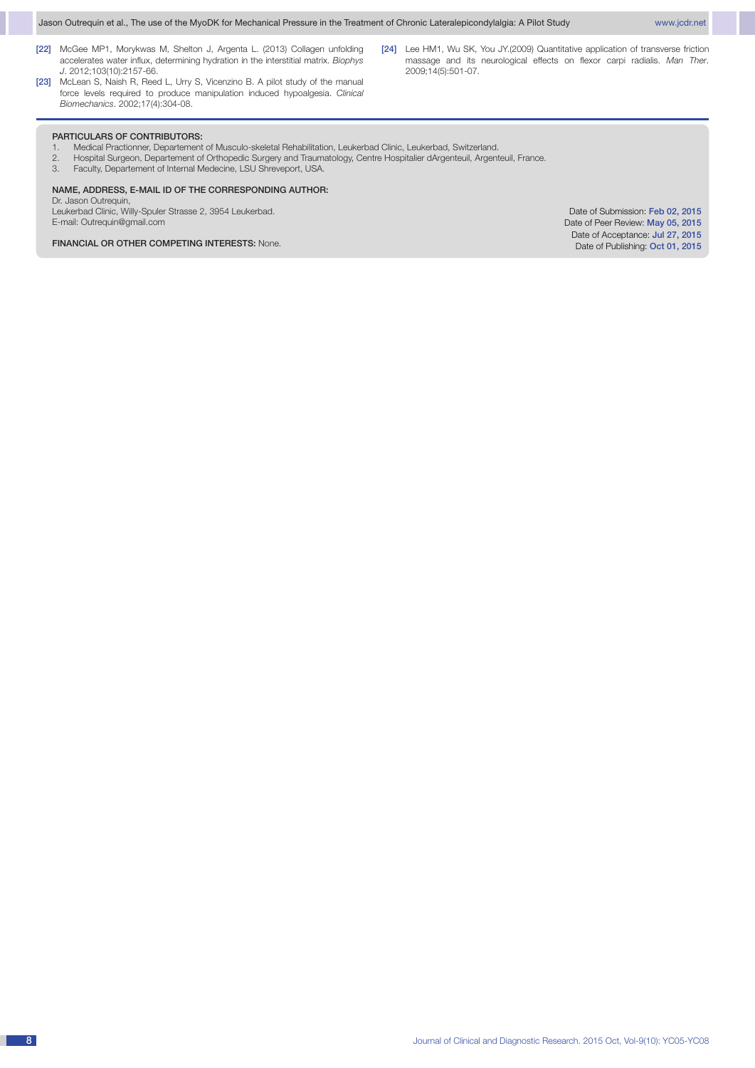[22] McGee MP1, Morykwas M, Shelton J, Argenta L. (2013) Collagen unfolding accelerates water influx, determining hydration in the interstitial matrix. *Biophys J*. 2012;103(10):2157-66.

[23] McLean S, Naish R, Reed L, Urry S, Vicenzino B. A pilot study of the manual force levels required to produce manipulation induced hypoalgesia. *Clinical Biomechanics*. 2002;17(4):304-08.

[24] Lee HM1, Wu SK, You JY.(2009) Quantitative application of transverse friction massage and its neurological effects on flexor carpi radialis. *Man Ther*. 2009;14(5):501-07.

**PARTICULARS OF CONTRIBUTORS:**

1. Medical Practionner, Departement of Musculo-skeletal Rehabilitation, Leukerbad Clinic, Leukerbad, Switzerland.
2. Hospital Surgeon, Departement of Orthopedic Surgery and Traumatology, Centre Hospitalier dArgenteuil, Argenteuil, France.
3. Faculty, Departement of Internal Medecine, LSU Shreveport, USA.

**NAME, ADDRESS, E-MAIL ID OF THE CORRESPONDING AUTHOR:**

Dr. Jason Outrequin,
Leukerbad Clinic, Willy-Spuler Strasse 2, 3954 Leukerbad.
E-mail: Outrequin@gmail.com

**FINANCIAL OR OTHER COMPETING INTERESTS:** None.

Date of Submission: Feb 02, 2015
Date of Peer Review: May 05, 2015
Date of Acceptance: Jul 27, 2015
Date of Publishing: Oct 01, 2015